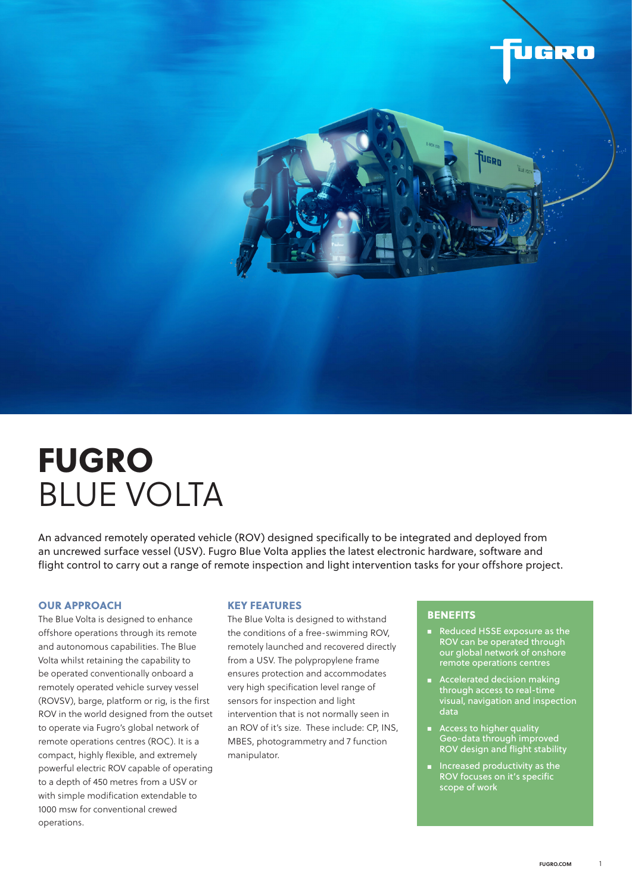# FUGRO BLUE VOLTA

An advanced remotely operated vehicle (ROV) designed specifically to be integrated and deployed from an uncrewed surface vessel (USV). Fugro Blue Volta applies the latest electronic hardware, software and flight control to carry out a range of remote inspection and light intervention tasks for your offshore project.

## OUR APPROACH

The Blue Volta is designed to enhance offshore operations through its remote and autonomous capabilities. The Blue Volta whilst retaining the capability to be operated conventionally onboard a remotely operated vehicle survey vessel (ROVSV), barge, platform or rig, is the first ROV in the world designed from the outset to operate via Fugro's global network of remote operations centres (ROC). It is a compact, highly flexible, and extremely powerful electric ROV capable of operating to a depth of 450 metres from a USV or with simple modification extendable to 1000 msw for conventional crewed operations.

## KEY FEATURES

The Blue Volta is designed to withstand the conditions of a free-swimming ROV, remotely launched and recovered directly from a USV. The polypropylene frame ensures protection and accommodates very high specification level range of sensors for inspection and light intervention that is not normally seen in an ROV of it's size. These include: CP, INS, MBES, photogrammetry and 7 function manipulator.

## BENEFITS

- Reduced HSSE exposure as the ROV can be operated through our global network of onshore remote operations centres
- Accelerated decision making through access to real-time visual, navigation and inspection data
- Access to higher quality Geo-data through improved ROV design and flight stability
- Increased productivity as the ROV focuses on it's specific scope of work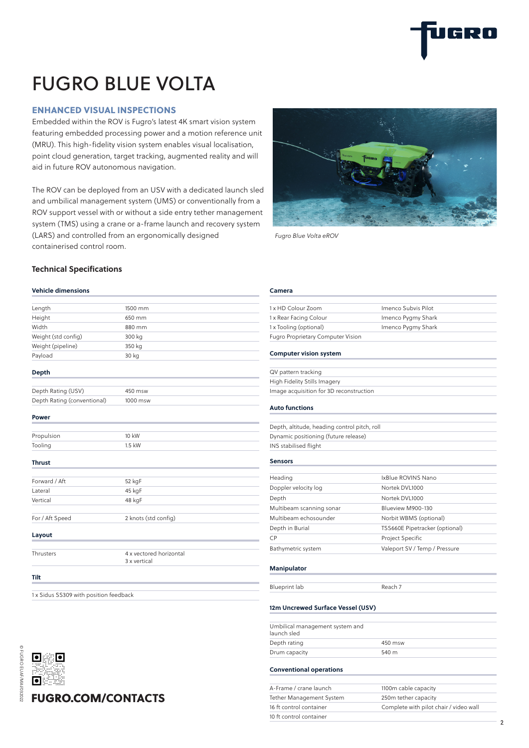# FUGRO BLUE VOLTA

## ENHANCED VISUAL INSPECTIONS

Embedded within the ROV is Fugro's latest 4K smart vision system featuring embedded processing power and a motion reference unit (MRU). This high-fidelity vision system enables visual localisation, point cloud generation, target tracking, augmented reality and will aid in future ROV autonomous navigation.

The ROV can be deployed from an USV with a dedicated launch sled and umbilical management system (UMS) or conventionally from a ROV support vessel with or without a side entry tether management system (TMS) using a crane or a-frame launch and recovery system (LARS) and controlled from an ergonomically designed containerised control room.

*Fugro Blue Volta eROV*

### Technical Specifications

#### Vehicle dimensions

| | |
|---|---|
| Length | 1500 mm |
| Height | 650 mm |
| Width | 880 mm |
| Weight (std config) | 300 kg |
| Weight (pipeline) | 350 kg |
| Payload | 30 kg |

#### Depth

| | |
|---|---|
| Depth Rating (USV) | 450 msw |
| Depth Rating (conventional) | 1000 msw |

#### Power

| | |
|---|---|
| Propulsion | 10 kW |
| Tooling | 1.5 kW |

#### Thrust

| | |
|---|---|
| Forward / Aft | 52 kgF |
| Lateral | 45 kgF |
| Vertical | 48 kgF |
| For / Aft Speed | 2 knots (std config) |

#### Layout

| | |
|---|---|
| Thrusters | 4 x vectored horizontal<br>3 x vertical |

#### Tilt

1 x Sidus SS309 with position feedback

#### Camera

| | |
|---|---|
| 1 x HD Colour Zoom | Imenco Subvis Pilot |
| 1 x Rear Facing Colour | Imenco Pygmy Shark |
| 1 x Tooling (optional) | Imenco Pygmy Shark |
| Fugro Proprietary Computer Vision | |

#### Computer vision system

- QV pattern tracking
- High Fidelity Stills Imagery
- Image acquisition for 3D reconstruction

#### Auto functions

- Depth, altitude, heading control pitch, roll
- Dynamic positioning (future release)
- INS stabilised flight

#### Sensors

| | |
|---|---|
| Heading | IxBlue ROVINS Nano |
| Doppler velocity log | Nortek DVL1000 |
| Depth | Nortek DVL1000 |
| Multibeam scanning sonar | Blueview M900-130 |
| Multibeam echosounder | Norbit WBMS (optional) |
| Depth in Burial | TSS660E Pipetracker (optional) |
| CP | Project Specific |
| Bathymetric system | Valeport SV / Temp / Pressure |

#### Manipulator

| | |
|---|---|
| Blueprint lab | Reach 7 |

#### 12m Uncrewed Surface Vessel (USV)

| | |
|---|---|
| Umbilical management system and launch sled | |
| Depth rating | 450 msw |
| Drum capacity | 540 m |

#### Conventional operations

| | |
|---|---|
| A-Frame / crane launch | 1100m cable capacity |
| Tether Management System | 250m tether capacity |
| 16 ft control container | Complete with pilot chair / video wall |
| 10 ft control container | |

**FUGRO.COM/CONTACTS**

© FUGRO EUAF/MAV/032022